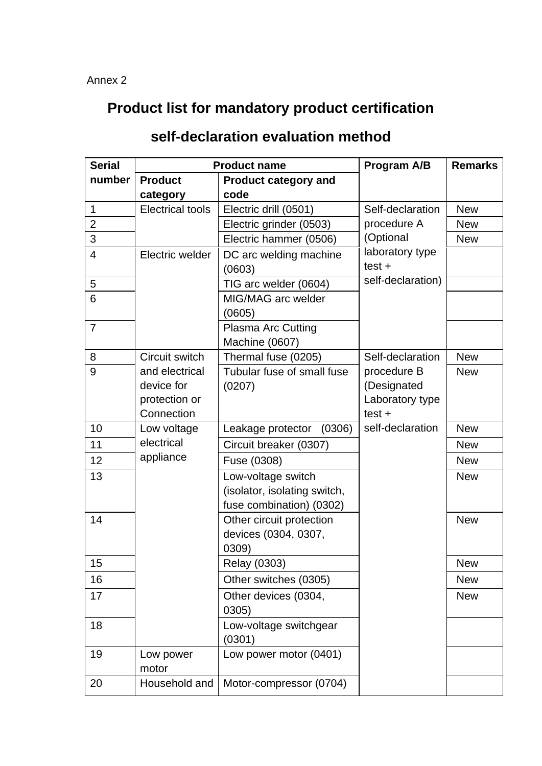Annex 2

# Product list for mandatory product certification self-declaration evaluation method

| Serial number | Product name | | Program A/B | Remarks |
|---|---|---|---|---|
| | Product category | Product category and code | | |
| 1 | Electrical tools | Electric drill (0501) | Self-declaration procedure A (Optional laboratory type test + self-declaration) | New |
| 2 | | Electric grinder (0503) | | New |
| 3 | | Electric hammer (0506) | | New |
| 4 | Electric welder | DC arc welding machine (0603) | | |
| 5 | | TIG arc welder (0604) | | |
| 6 | | MIG/MAG arc welder (0605) | | |
| 7 | | Plasma Arc Cutting Machine (0607) | | |
| 8 | Circuit switch and electrical device for protection or Connection | Thermal fuse (0205) | Self-declaration procedure B (Designated Laboratory type test + self-declaration | New |
| 9 | | Tubular fuse of small fuse (0207) | | New |
| 10 | Low voltage electrical appliance | Leakage protector (0306) | | New |
| 11 | | Circuit breaker (0307) | | New |
| 12 | | Fuse (0308) | | New |
| 13 | | Low-voltage switch (isolator, isolating switch, fuse combination) (0302) | | New |
| 14 | | Other circuit protection devices (0304, 0307, 0309) | | New |
| 15 | | Relay (0303) | | New |
| 16 | | Other switches (0305) | | New |
| 17 | | Other devices (0304, 0305) | | New |
| 18 | | Low-voltage switchgear (0301) | | |
| 19 | Low power motor | Low power motor (0401) | | |
| 20 | Household and | Motor-compressor (0704) | | |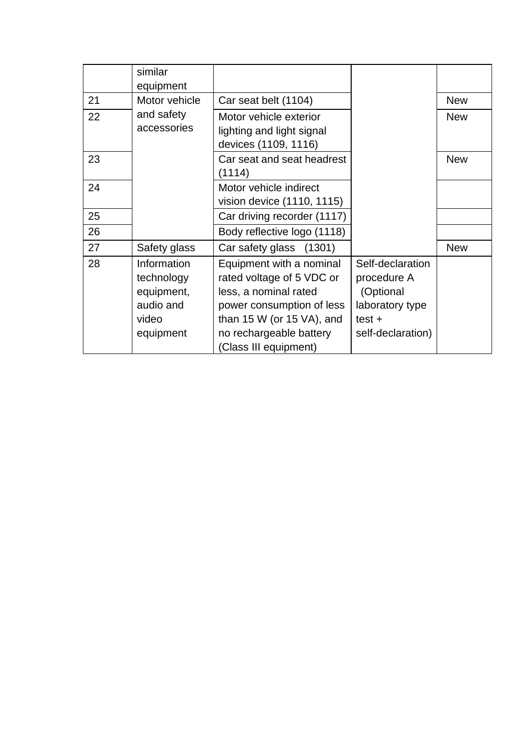| | | | | |
|---|---|---|---|---|
| | similar equipment | | | |
| 21 | Motor vehicle and safety accessories | Car seat belt (1104) | | New |
| 22 | | Motor vehicle exterior lighting and light signal devices (1109, 1116) | | New |
| 23 | | Car seat and seat headrest (1114) | | New |
| 24 | | Motor vehicle indirect vision device (1110, 1115) | | |
| 25 | | Car driving recorder (1117) | | |
| 26 | | Body reflective logo (1118) | | |
| 27 | Safety glass | Car safety glass (1301) | | New |
| 28 | Information technology equipment, audio and video equipment | Equipment with a nominal rated voltage of 5 VDC or less, a nominal rated power consumption of less than 15 W (or 15 VA), and no rechargeable battery (Class III equipment) | Self-declaration procedure A (Optional laboratory type test + self-declaration) | |